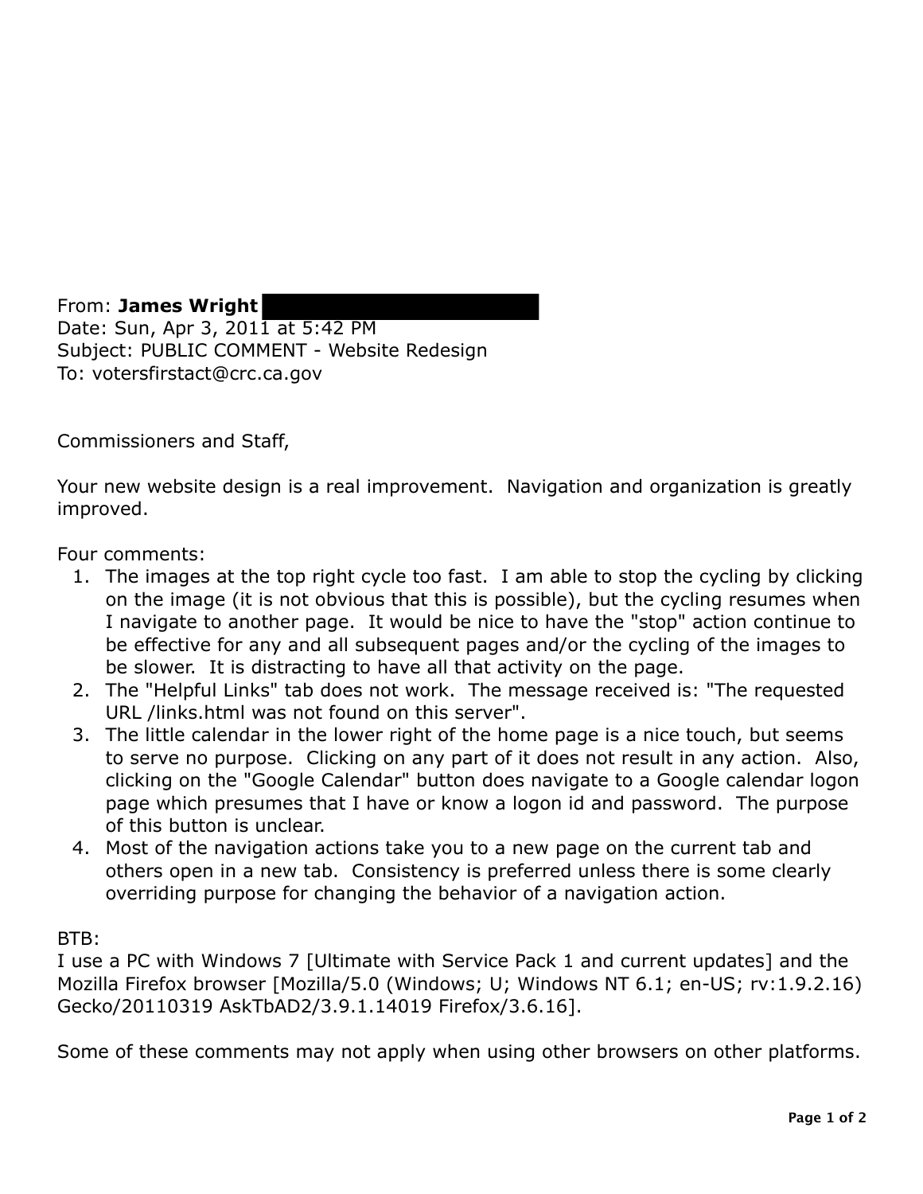From: **James Wright**
Date: Sun, Apr 3, 2011 at 5:42 PM
Subject: PUBLIC COMMENT - Website Redesign
To: votersfirstact@crc.ca.gov

Commissioners and Staff,

Your new website design is a real improvement. Navigation and organization is greatly improved.

Four comments:

1. The images at the top right cycle too fast. I am able to stop the cycling by clicking on the image (it is not obvious that this is possible), but the cycling resumes when I navigate to another page. It would be nice to have the "stop" action continue to be effective for any and all subsequent pages and/or the cycling of the images to be slower. It is distracting to have all that activity on the page.
2. The "Helpful Links" tab does not work. The message received is: "The requested URL /links.html was not found on this server".
3. The little calendar in the lower right of the home page is a nice touch, but seems to serve no purpose. Clicking on any part of it does not result in any action. Also, clicking on the "Google Calendar" button does navigate to a Google calendar logon page which presumes that I have or know a logon id and password. The purpose of this button is unclear.
4. Most of the navigation actions take you to a new page on the current tab and others open in a new tab. Consistency is preferred unless there is some clearly overriding purpose for changing the behavior of a navigation action.

BTB:
I use a PC with Windows 7 [Ultimate with Service Pack 1 and current updates] and the Mozilla Firefox browser [Mozilla/5.0 (Windows; U; Windows NT 6.1; en-US; rv:1.9.2.16) Gecko/20110319 AskTbAD2/3.9.1.14019 Firefox/3.6.16].

Some of these comments may not apply when using other browsers on other platforms.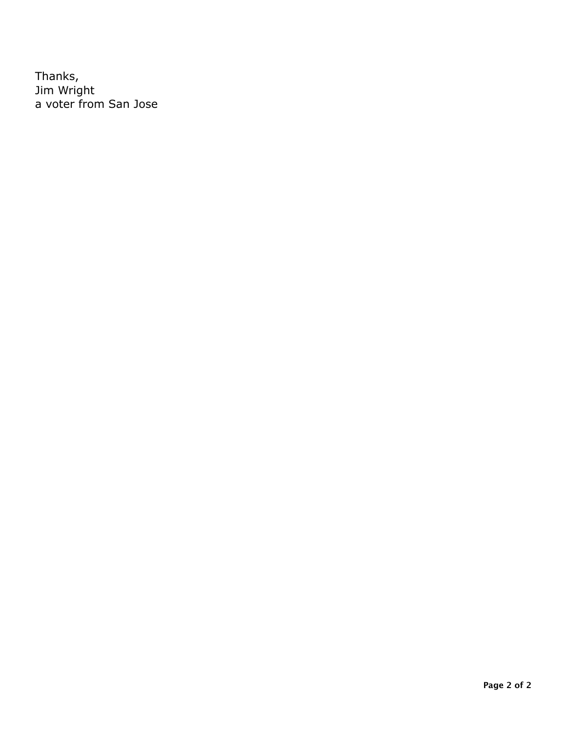Thanks,
Jim Wright
a voter from San Jose